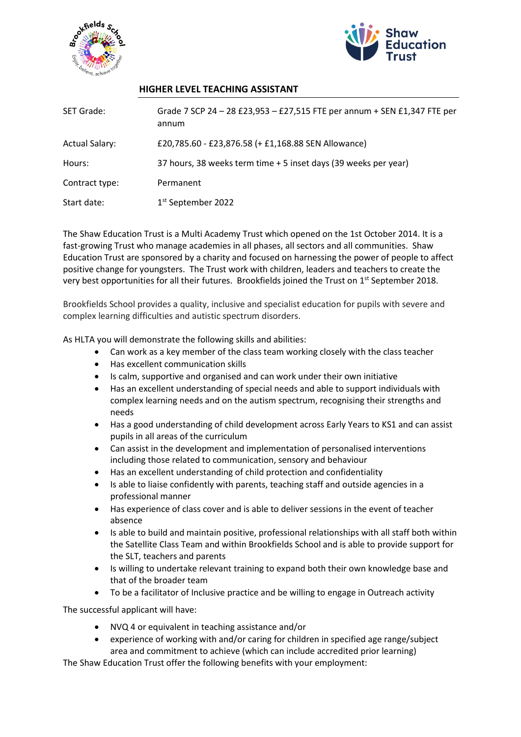## HIGHER LEVEL TEACHING ASSISTANT

| | |
|---|---|
| SET Grade: | Grade 7 SCP 24 – 28 £23,953 – £27,515 FTE per annum + SEN £1,347 FTE per annum |
| Actual Salary: | £20,785.60 - £23,876.58 (+ £1,168.88 SEN Allowance) |
| Hours: | 37 hours, 38 weeks term time + 5 inset days (39 weeks per year) |
| Contract type: | Permanent |
| Start date: | 1st September 2022 |

The Shaw Education Trust is a Multi Academy Trust which opened on the 1st October 2014. It is a fast-growing Trust who manage academies in all phases, all sectors and all communities. Shaw Education Trust are sponsored by a charity and focused on harnessing the power of people to affect positive change for youngsters. The Trust work with children, leaders and teachers to create the very best opportunities for all their futures. Brookfields joined the Trust on 1st September 2018.

Brookfields School provides a quality, inclusive and specialist education for pupils with severe and complex learning difficulties and autistic spectrum disorders.

As HLTA you will demonstrate the following skills and abilities:

- Can work as a key member of the class team working closely with the class teacher
- Has excellent communication skills
- Is calm, supportive and organised and can work under their own initiative
- Has an excellent understanding of special needs and able to support individuals with complex learning needs and on the autism spectrum, recognising their strengths and needs
- Has a good understanding of child development across Early Years to KS1 and can assist pupils in all areas of the curriculum
- Can assist in the development and implementation of personalised interventions including those related to communication, sensory and behaviour
- Has an excellent understanding of child protection and confidentiality
- Is able to liaise confidently with parents, teaching staff and outside agencies in a professional manner
- Has experience of class cover and is able to deliver sessions in the event of teacher absence
- Is able to build and maintain positive, professional relationships with all staff both within the Satellite Class Team and within Brookfields School and is able to provide support for the SLT, teachers and parents
- Is willing to undertake relevant training to expand both their own knowledge base and that of the broader team
- To be a facilitator of Inclusive practice and be willing to engage in Outreach activity

The successful applicant will have:

- NVQ 4 or equivalent in teaching assistance and/or
- experience of working with and/or caring for children in specified age range/subject area and commitment to achieve (which can include accredited prior learning)

The Shaw Education Trust offer the following benefits with your employment: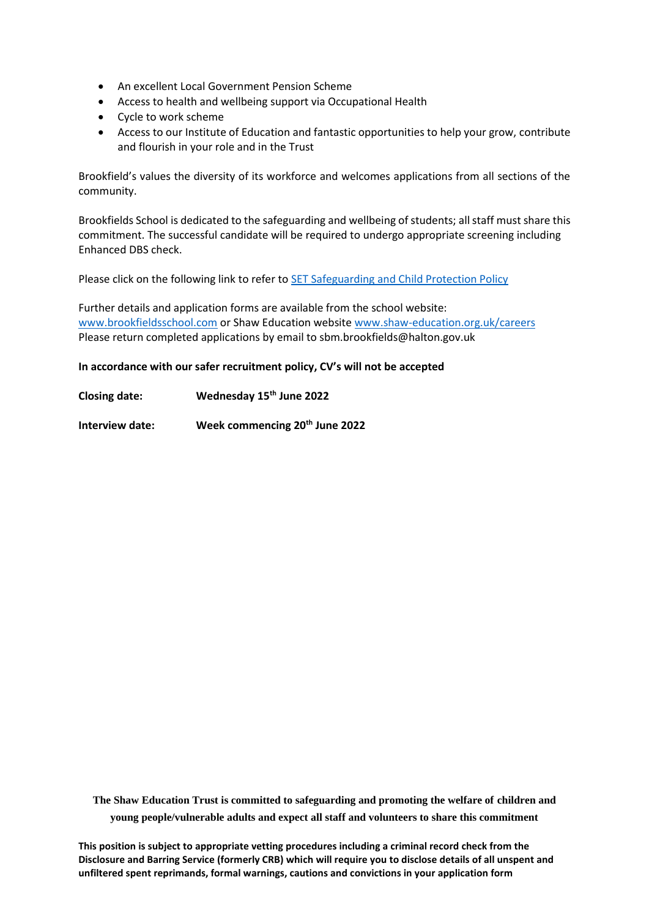- An excellent Local Government Pension Scheme
- Access to health and wellbeing support via Occupational Health
- Cycle to work scheme
- Access to our Institute of Education and fantastic opportunities to help your grow, contribute and flourish in your role and in the Trust

Brookfield's values the diversity of its workforce and welcomes applications from all sections of the community.

Brookfields School is dedicated to the safeguarding and wellbeing of students; all staff must share this commitment. The successful candidate will be required to undergo appropriate screening including Enhanced DBS check.

Please click on the following link to refer to [SET Safeguarding and Child Protection Policy]

Further details and application forms are available from the school website: www.brookfieldsschool.com or Shaw Education website www.shaw-education.org.uk/careers
Please return completed applications by email to sbm.brookfields@halton.gov.uk

**In accordance with our safer recruitment policy, CV's will not be accepted**

**Closing date:** **Wednesday 15th June 2022**

**Interview date:** **Week commencing 20th June 2022**

**The Shaw Education Trust is committed to safeguarding and promoting the welfare of children and young people/vulnerable adults and expect all staff and volunteers to share this commitment**

**This position is subject to appropriate vetting procedures including a criminal record check from the Disclosure and Barring Service (formerly CRB) which will require you to disclose details of all unspent and unfiltered spent reprimands, formal warnings, cautions and convictions in your application form**